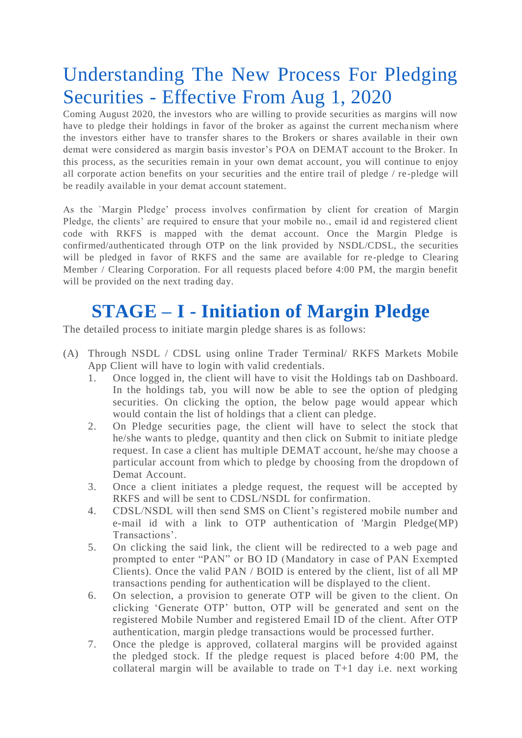# Understanding The New Process For Pledging Securities - Effective From Aug 1, 2020

Coming August 2020, the investors who are willing to provide securities as margins will now have to pledge their holdings in favor of the broker as against the current mechanism where the investors either have to transfer shares to the Brokers or shares available in their own demat were considered as margin basis investor's POA on DEMAT account to the Broker. In this process, as the securities remain in your own demat account, you will continue to enjoy all corporate action benefits on your securities and the entire trail of pledge / re-pledge will be readily available in your demat account statement.

As the `Margin Pledge' process involves confirmation by client for creation of Margin Pledge, the clients' are required to ensure that your mobile no., email id and registered client code with RKFS is mapped with the demat account. Once the Margin Pledge is confirmed/authenticated through OTP on the link provided by NSDL/CDSL, the securities will be pledged in favor of RKFS and the same are available for re-pledge to Clearing Member / Clearing Corporation. For all requests placed before 4:00 PM, the margin benefit will be provided on the next trading day.

## STAGE – I - Initiation of Margin Pledge

The detailed process to initiate margin pledge shares is as follows:

(A) Through NSDL / CDSL using online Trader Terminal/ RKFS Markets Mobile App Client will have to login with valid credentials.

1. Once logged in, the client will have to visit the Holdings tab on Dashboard. In the holdings tab, you will now be able to see the option of pledging securities. On clicking the option, the below page would appear which would contain the list of holdings that a client can pledge.
2. On Pledge securities page, the client will have to select the stock that he/she wants to pledge, quantity and then click on Submit to initiate pledge request. In case a client has multiple DEMAT account, he/she may choose a particular account from which to pledge by choosing from the dropdown of Demat Account.
3. Once a client initiates a pledge request, the request will be accepted by RKFS and will be sent to CDSL/NSDL for confirmation.
4. CDSL/NSDL will then send SMS on Client's registered mobile number and e-mail id with a link to OTP authentication of 'Margin Pledge(MP) Transactions'.
5. On clicking the said link, the client will be redirected to a web page and prompted to enter "PAN" or BO ID (Mandatory in case of PAN Exempted Clients). Once the valid PAN / BOID is entered by the client, list of all MP transactions pending for authentication will be displayed to the client.
6. On selection, a provision to generate OTP will be given to the client. On clicking 'Generate OTP' button, OTP will be generated and sent on the registered Mobile Number and registered Email ID of the client. After OTP authentication, margin pledge transactions would be processed further.
7. Once the pledge is approved, collateral margins will be provided against the pledged stock. If the pledge request is placed before 4:00 PM, the collateral margin will be available to trade on T+1 day i.e. next working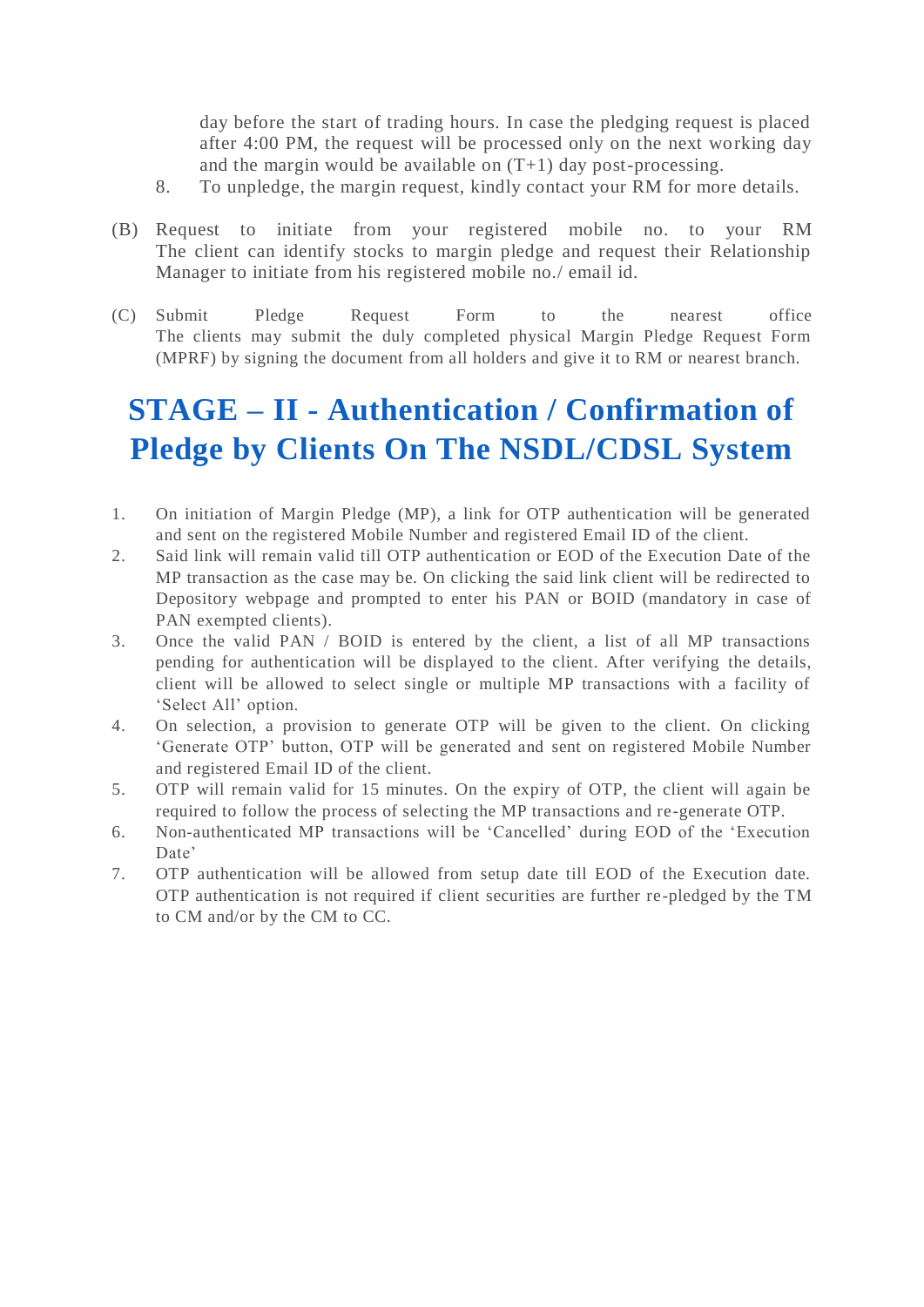day before the start of trading hours. In case the pledging request is placed after 4:00 PM, the request will be processed only on the next working day and the margin would be available on (T+1) day post-processing.

8. To unpledge, the margin request, kindly contact your RM for more details.

(B) Request to initiate from your registered mobile no. to your RM
The client can identify stocks to margin pledge and request their Relationship Manager to initiate from his registered mobile no./ email id.

(C) Submit Pledge Request Form to the nearest office
The clients may submit the duly completed physical Margin Pledge Request Form (MPRF) by signing the document from all holders and give it to RM or nearest branch.

# STAGE – II - Authentication / Confirmation of Pledge by Clients On The NSDL/CDSL System

1. On initiation of Margin Pledge (MP), a link for OTP authentication will be generated and sent on the registered Mobile Number and registered Email ID of the client.
2. Said link will remain valid till OTP authentication or EOD of the Execution Date of the MP transaction as the case may be. On clicking the said link client will be redirected to Depository webpage and prompted to enter his PAN or BOID (mandatory in case of PAN exempted clients).
3. Once the valid PAN / BOID is entered by the client, a list of all MP transactions pending for authentication will be displayed to the client. After verifying the details, client will be allowed to select single or multiple MP transactions with a facility of 'Select All' option.
4. On selection, a provision to generate OTP will be given to the client. On clicking 'Generate OTP' button, OTP will be generated and sent on registered Mobile Number and registered Email ID of the client.
5. OTP will remain valid for 15 minutes. On the expiry of OTP, the client will again be required to follow the process of selecting the MP transactions and re-generate OTP.
6. Non-authenticated MP transactions will be 'Cancelled' during EOD of the 'Execution Date'
7. OTP authentication will be allowed from setup date till EOD of the Execution date. OTP authentication is not required if client securities are further re-pledged by the TM to CM and/or by the CM to CC.